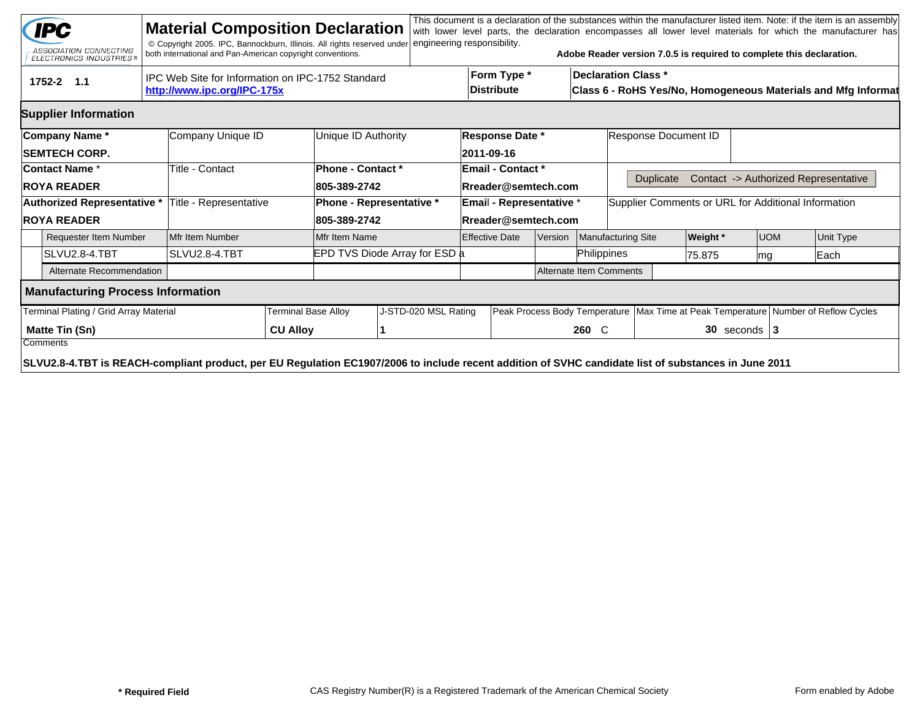# Material Composition Declaration

IPC — ASSOCIATION CONNECTING ELECTRONICS INDUSTRIES®

© Copyright 2005. IPC, Bannockburn, Illinois. All rights reserved under both international and Pan-American copyright conventions.

This document is a declaration of the substances within the manufacturer listed item. Note: if the item is an assembly with lower level parts, the declaration encompasses all lower level materials for which the manufacturer has engineering responsibility.

**Adobe Reader version 7.0.5 is required to complete this declaration.**

| 1752-2 1.1 | IPC Web Site for Information on IPC-1752 Standard [http://www.ipc.org/IPC-175x](http://www.ipc.org/IPC-175x) | Form Type * | Declaration Class * |
|---|---|---|---|
| | | **Distribute** | **Class 6 - RoHS Yes/No, Homogeneous Materials and Mfg Informat** |

## Supplier Information

| Company Name * | Company Unique ID | Unique ID Authority | Response Date * | Response Document ID |
|---|---|---|---|---|
| **SEMTECH CORP.** | | | **2011-09-16** | |
| **Contact Name *** | **Title - Contact** | **Phone - Contact *** | **Email - Contact *** | Duplicate Contact -> Authorized Representative |
| **ROYA READER** | | **805-389-2742** | **Rreader@semtech.com** | |
| **Authorized Representative *** | **Title - Representative** | **Phone - Representative *** | **Email - Representative *** | **Supplier Comments or URL for Additional Information** |
| **ROYA READER** | | **805-389-2742** | **Rreader@semtech.com** | |

| Requester Item Number | Mfr Item Number | Mfr Item Name | Effective Date | Version | Manufacturing Site | Weight * | UOM | Unit Type |
|---|---|---|---|---|---|---|---|---|
| SLVU2.8-4.TBT | SLVU2.8-4.TBT | EPD TVS Diode Array for ESD a | | | Philippines | 75.875 | mg | Each |
| Alternate Recommendation | | | | Alternate Item Comments | | | | |

## Manufacturing Process Information

| Terminal Plating / Grid Array Material | Terminal Base Alloy | J-STD-020 MSL Rating | Peak Process Body Temperature | Max Time at Peak Temperature | Number of Reflow Cycles |
|---|---|---|---|---|---|
| **Matte Tin (Sn)** | **CU Alloy** | **1** | **260** C | **30** seconds | **3** |

Comments

**SLVU2.8-4.TBT is REACH-compliant product, per EU Regulation EC1907/2006 to include recent addition of SVHC candidate list of substances in June 2011**

**\* Required Field** CAS Registry Number(R) is a Registered Trademark of the American Chemical Society Form enabled by Adobe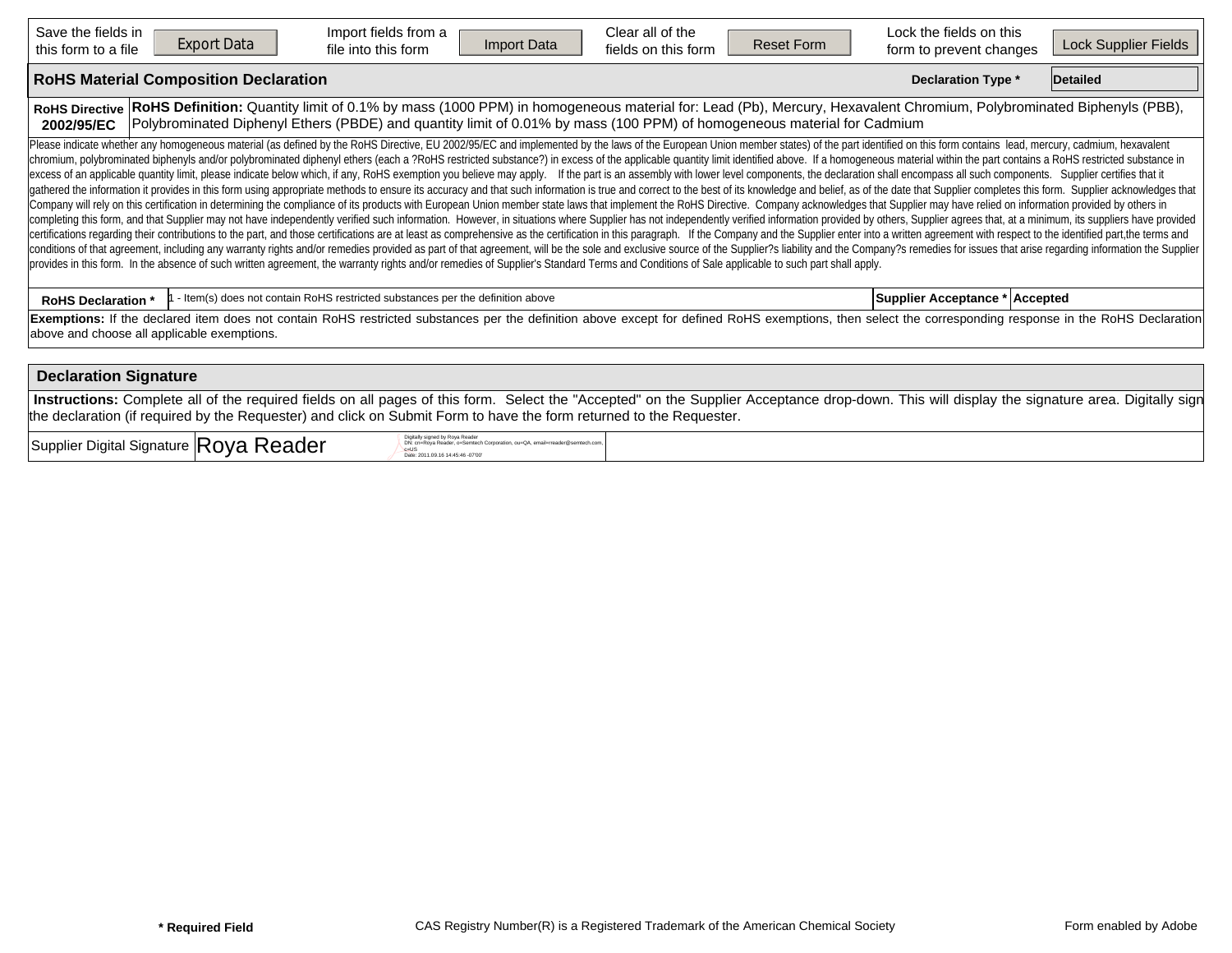| Save the fields in this form to a file | Export Data | Import fields from a file into this form | Import Data | Clear all of the fields on this form | Reset Form | Lock the fields on this form to prevent changes | Lock Supplier Fields |
|---|---|---|---|---|---|---|---|

## RoHS Material Composition Declaration

**Declaration Type *** Detailed

**RoHS Directive 2002/95/EC**

**RoHS Definition:** Quantity limit of 0.1% by mass (1000 PPM) in homogeneous material for: Lead (Pb), Mercury, Hexavalent Chromium, Polybrominated Biphenyls (PBB), Polybrominated Diphenyl Ethers (PBDE) and quantity limit of 0.01% by mass (100 PPM) of homogeneous material for Cadmium

Please indicate whether any homogeneous material (as defined by the RoHS Directive, EU 2002/95/EC and implemented by the laws of the European Union member states) of the part identified on this form contains lead, mercury, cadmium, hexavalent chromium, polybrominated biphenyls and/or polybrominated diphenyl ethers (each a ?RoHS restricted substance?) in excess of the applicable quantity limit identified above. If a homogeneous material within the part contains a RoHS restricted substance in excess of an applicable quantity limit, please indicate below which, if any, RoHS exemption you believe may apply. If the part is an assembly with lower level components, the declaration shall encompass all such components. Supplier certifies that it gathered the information it provides in this form using appropriate methods to ensure its accuracy and that such information is true and correct to the best of its knowledge and belief, as of the date that Supplier completes this form. Supplier acknowledges that Company will rely on this certification in determining the compliance of its products with European Union member state laws that implement the RoHS Directive. Company acknowledges that Supplier may have relied on information provided by others in completing this form, and that Supplier may not have independently verified such information. However, in situations where Supplier has not independently verified information provided by others, Supplier agrees that, at a minimum, its suppliers have provided certifications regarding their contributions to the part, and those certifications are at least as comprehensive as the certification in this paragraph. If the Company and the Supplier enter into a written agreement with respect to the identified part,the terms and conditions of that agreement, including any warranty rights and/or remedies provided as part of that agreement, will be the sole and exclusive source of the Supplier?s liability and the Company?s remedies for issues that arise regarding information the Supplier provides in this form. In the absence of such written agreement, the warranty rights and/or remedies of Supplier's Standard Terms and Conditions of Sale applicable to such part shall apply.

| **RoHS Declaration *** | 1 - Item(s) does not contain RoHS restricted substances per the definition above | **Supplier Acceptance *** | Accepted |
|---|---|---|---|

**Exemptions:** If the declared item does not contain RoHS restricted substances per the definition above except for defined RoHS exemptions, then select the corresponding response in the RoHS Declaration above and choose all applicable exemptions.

## Declaration Signature

**Instructions:** Complete all of the required fields on all pages of this form. Select the "Accepted" on the Supplier Acceptance drop-down. This will display the signature area. Digitally sign the declaration (if required by the Requester) and click on Submit Form to have the form returned to the Requester.

| Supplier Digital Signature | Roya Reader | Digitally signed by Roya Reader DN: cn=Roya Reader, o=Semtech Corporation, ou=QA, email=rreader@semtech.com, c=US Date: 2011.09.16 14:45:46 -07'00' |
|---|---|---|

**\* Required Field** CAS Registry Number(R) is a Registered Trademark of the American Chemical Society Form enabled by Adobe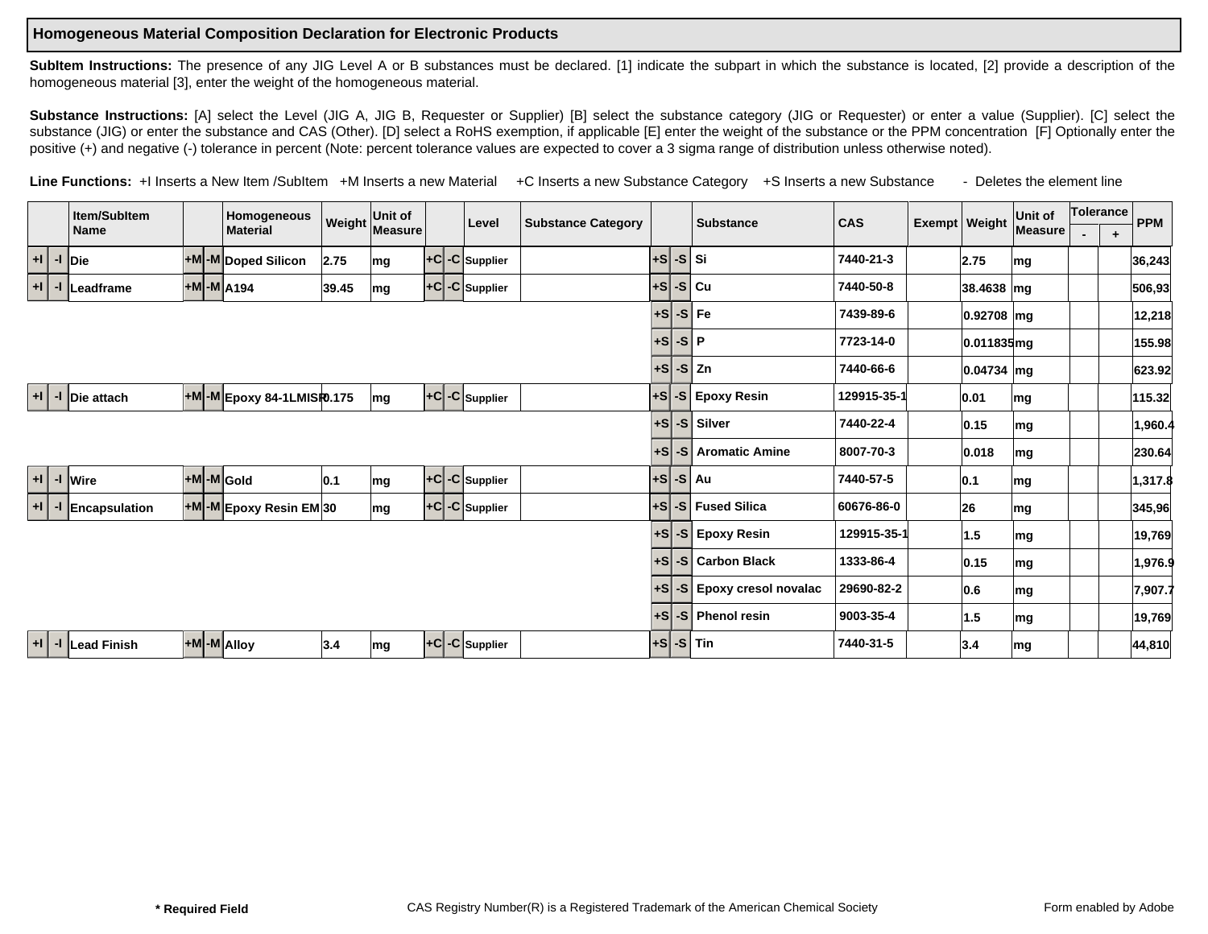## Homogeneous Material Composition Declaration for Electronic Products

**SubItem Instructions:** The presence of any JIG Level A or B substances must be declared. [1] indicate the subpart in which the substance is located, [2] provide a description of the homogeneous material [3], enter the weight of the homogeneous material.

**Substance Instructions:** [A] select the Level (JIG A, JIG B, Requester or Supplier) [B] select the substance category (JIG or Requester) or enter a value (Supplier). [C] select the substance (JIG) or enter the substance and CAS (Other). [D] select a RoHS exemption, if applicable [E] enter the weight of the substance or the PPM concentration [F] Optionally enter the positive (+) and negative (-) tolerance in percent (Note: percent tolerance values are expected to cover a 3 sigma range of distribution unless otherwise noted).

**Line Functions:** +I Inserts a New Item /SubItem +M Inserts a new Material +C Inserts a new Substance Category +S Inserts a new Substance - Deletes the element line

| | Item/SubItem Name | | Homogeneous Material | Weight | Unit of Measure | | Level | Substance Category | | Substance | CAS | Exempt | Weight | Unit of Measure | Tolerance | | PPM |
|---|---|---|---|---|---|---|---|---|---|---|---|---|---|---|---|---|---|
| | | | | | | | | | | | | | | | - | + | |
| +I -I | Die | +M -M | Doped Silicon | 2.75 | mg | +C -C | Supplier | | +S -S | Si | 7440-21-3 | | 2.75 | mg | | | 36,243 |
| +I -I | Leadframe | +M -M | A194 | 39.45 | mg | +C -C | Supplier | | +S -S | Cu | 7440-50-8 | | 38.4638 | mg | | | 506,93 |
| | | | | | | | | | +S -S | Fe | 7439-89-6 | | 0.92708 | mg | | | 12,218 |
| | | | | | | | | | +S -S | P | 7723-14-0 | | 0.011835 | mg | | | 155.98 |
| | | | | | | | | | +S -S | Zn | 7440-66-6 | | 0.04734 | mg | | | 623.92 |
| +I -I | Die attach | +M -M | Epoxy 84-1LMISR | 0.175 | mg | +C -C | Supplier | | +S -S | Epoxy Resin | 129915-35-1 | | 0.01 | mg | | | 115.32 |
| | | | | | | | | | +S -S | Silver | 7440-22-4 | | 0.15 | mg | | | 1,960.4 |
| | | | | | | | | | +S -S | Aromatic Amine | 8007-70-3 | | 0.018 | mg | | | 230.64 |
| +I -I | Wire | +M -M | Gold | 0.1 | mg | +C -C | Supplier | | +S -S | Au | 7440-57-5 | | 0.1 | mg | | | 1,317.8 |
| +I -I | Encapsulation | +M -M | Epoxy Resin EM | 30 | mg | +C -C | Supplier | | +S -S | Fused Silica | 60676-86-0 | | 26 | mg | | | 345,96 |
| | | | | | | | | | +S -S | Epoxy Resin | 129915-35-1 | | 1.5 | mg | | | 19,769 |
| | | | | | | | | | +S -S | Carbon Black | 1333-86-4 | | 0.15 | mg | | | 1,976.9 |
| | | | | | | | | | +S -S | Epoxy cresol novalac | 29690-82-2 | | 0.6 | mg | | | 7,907.7 |
| | | | | | | | | | +S -S | Phenol resin | 9003-35-4 | | 1.5 | mg | | | 19,769 |
| +I -I | Lead Finish | +M -M | Alloy | 3.4 | mg | +C -C | Supplier | | +S -S | Tin | 7440-31-5 | | 3.4 | mg | | | 44,810 |

* Required Field

CAS Registry Number(R) is a Registered Trademark of the American Chemical Society

Form enabled by Adobe